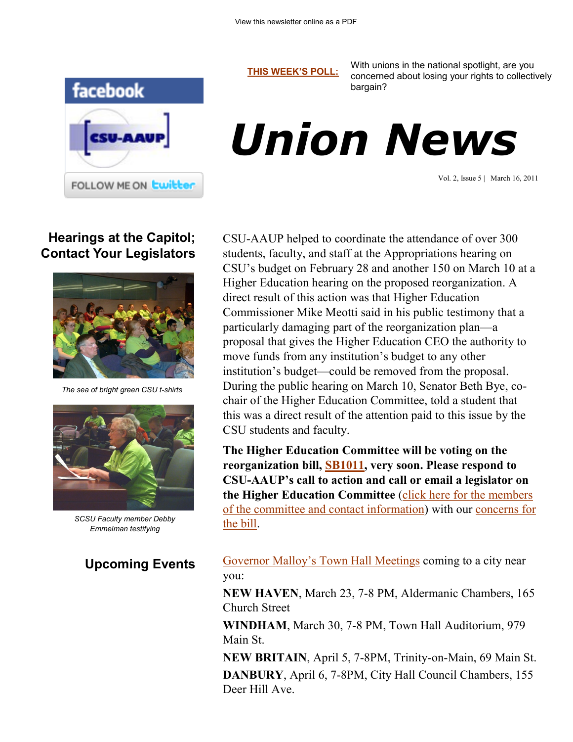View this newsletter online as a PDF

**THIS WEEK'S POLL:** With unions in the national spotlight, are you concerned about losing your rights to collectively bargain?

facebook

CSU-AAUP

FOLLOW ME ON twitter

# Union News

Vol. 2, Issue 5 | March 16, 2011

## Hearings at the Capitol; Contact Your Legislators

*The sea of bright green CSU t-shirts*

*SCSU Faculty member Debby Emmelman testifying*

CSU-AAUP helped to coordinate the attendance of over 300 students, faculty, and staff at the Appropriations hearing on CSU's budget on February 28 and another 150 on March 10 at a Higher Education hearing on the proposed reorganization. A direct result of this action was that Higher Education Commissioner Mike Meotti said in his public testimony that a particularly damaging part of the reorganization plan—a proposal that gives the Higher Education CEO the authority to move funds from any institution's budget to any other institution's budget—could be removed from the proposal. During the public hearing on March 10, Senator Beth Bye, co-chair of the Higher Education Committee, told a student that this was a direct result of the attention paid to this issue by the CSU students and faculty.

**The Higher Education Committee will be voting on the reorganization bill, SB1011, very soon. Please respond to CSU-AAUP's call to action and call or email a legislator on the Higher Education Committee** (click here for the members of the committee and contact information) with our concerns for the bill.

## Upcoming Events

Governor Malloy's Town Hall Meetings coming to a city near you:

**NEW HAVEN**, March 23, 7-8 PM, Aldermanic Chambers, 165 Church Street

**WINDHAM**, March 30, 7-8 PM, Town Hall Auditorium, 979 Main St.

**NEW BRITAIN**, April 5, 7-8PM, Trinity-on-Main, 69 Main St.

**DANBURY**, April 6, 7-8PM, City Hall Council Chambers, 155 Deer Hill Ave.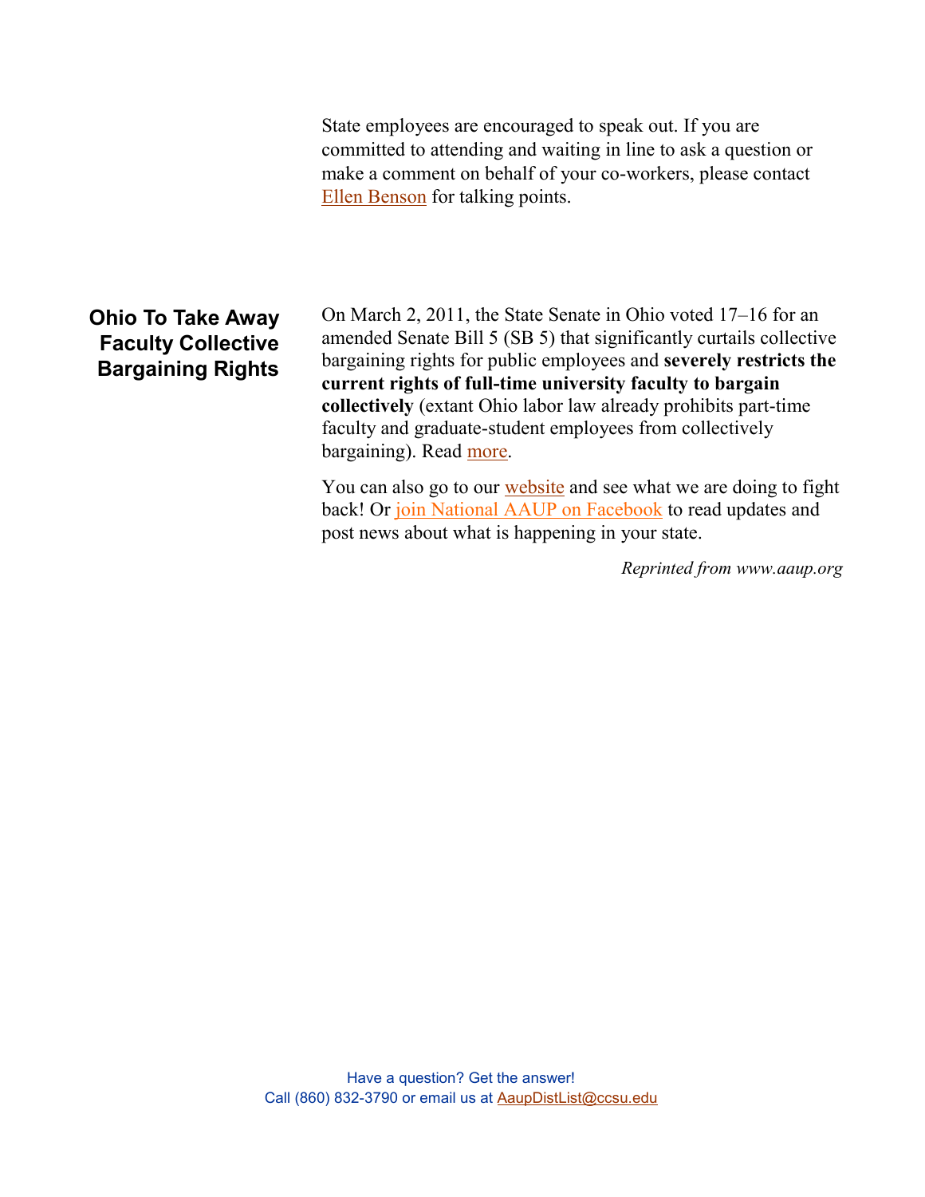State employees are encouraged to speak out. If you are committed to attending and waiting in line to ask a question or make a comment on behalf of your co-workers, please contact Ellen Benson for talking points.

## Ohio To Take Away Faculty Collective Bargaining Rights

On March 2, 2011, the State Senate in Ohio voted 17–16 for an amended Senate Bill 5 (SB 5) that significantly curtails collective bargaining rights for public employees and **severely restricts the current rights of full-time university faculty to bargain collectively** (extant Ohio labor law already prohibits part-time faculty and graduate-student employees from collectively bargaining). Read more.

You can also go to our website and see what we are doing to fight back! Or join National AAUP on Facebook to read updates and post news about what is happening in your state.

*Reprinted from www.aaup.org*

Have a question? Get the answer!
Call (860) 832-3790 or email us at AaupDistList@ccsu.edu